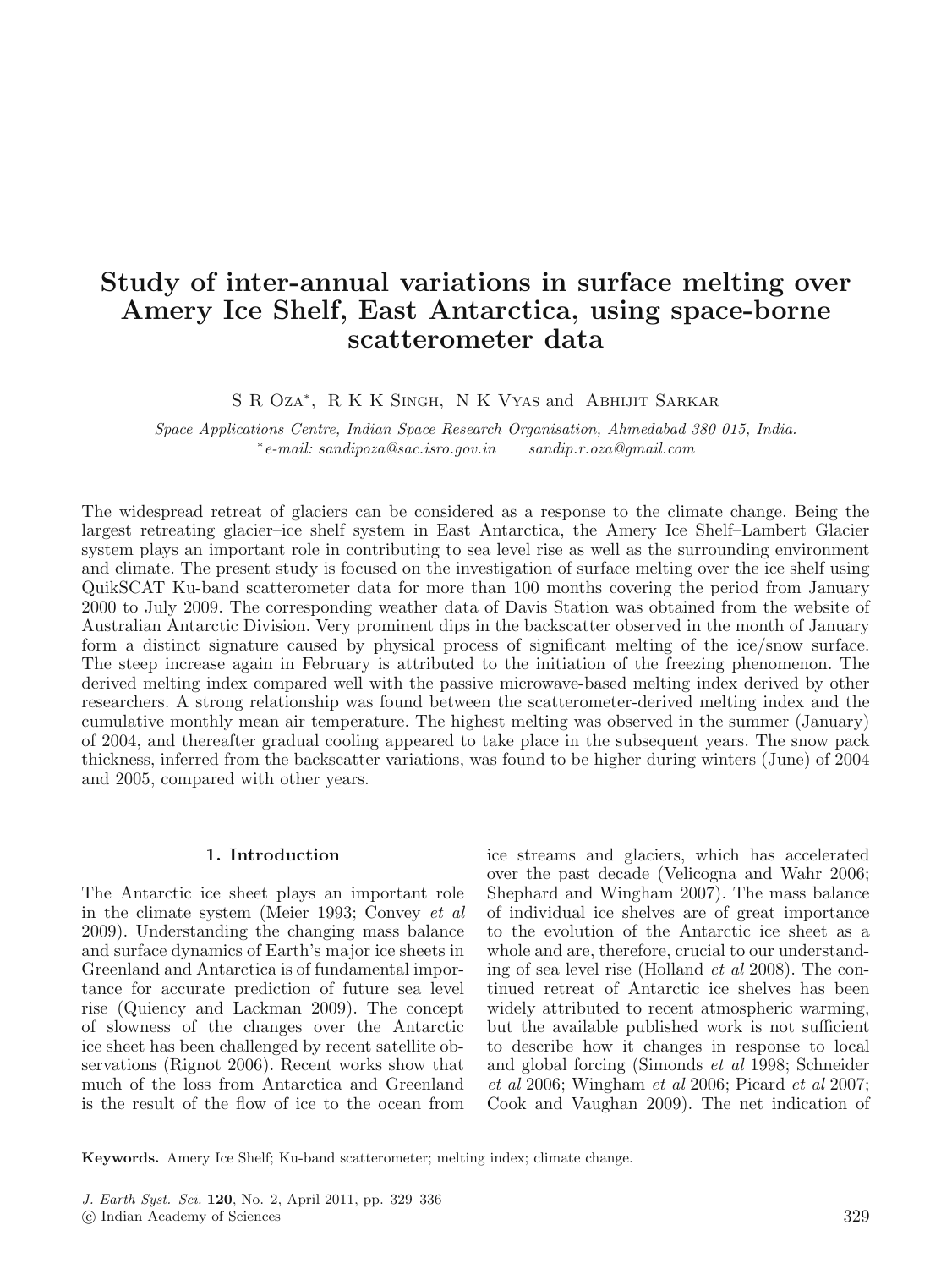# Study of inter-annual variations in surface melting over Amery Ice Shelf, East Antarctica, using space-borne scatterometer data

S R Oza*, R K K Singh, N K Vyas and Abhijit Sarkar

*Space Applications Centre, Indian Space Research Organisation, Ahmedabad 380 015, India.*
*\*e-mail: sandipoza@sac.isro.gov.in sandip.r.oza@gmail.com*

The widespread retreat of glaciers can be considered as a response to the climate change. Being the largest retreating glacier–ice shelf system in East Antarctica, the Amery Ice Shelf–Lambert Glacier system plays an important role in contributing to sea level rise as well as the surrounding environment and climate. The present study is focused on the investigation of surface melting over the ice shelf using QuikSCAT Ku-band scatterometer data for more than 100 months covering the period from January 2000 to July 2009. The corresponding weather data of Davis Station was obtained from the website of Australian Antarctic Division. Very prominent dips in the backscatter observed in the month of January form a distinct signature caused by physical process of significant melting of the ice/snow surface. The steep increase again in February is attributed to the initiation of the freezing phenomenon. The derived melting index compared well with the passive microwave-based melting index derived by other researchers. A strong relationship was found between the scatterometer-derived melting index and the cumulative monthly mean air temperature. The highest melting was observed in the summer (January) of 2004, and thereafter gradual cooling appeared to take place in the subsequent years. The snow pack thickness, inferred from the backscatter variations, was found to be higher during winters (June) of 2004 and 2005, compared with other years.

## 1. Introduction

The Antarctic ice sheet plays an important role in the climate system (Meier 1993; Convey *et al* 2009). Understanding the changing mass balance and surface dynamics of Earth's major ice sheets in Greenland and Antarctica is of fundamental importance for accurate prediction of future sea level rise (Quiency and Lackman 2009). The concept of slowness of the changes over the Antarctic ice sheet has been challenged by recent satellite observations (Rignot 2006). Recent works show that much of the loss from Antarctica and Greenland is the result of the flow of ice to the ocean from ice streams and glaciers, which has accelerated over the past decade (Velicogna and Wahr 2006; Shephard and Wingham 2007). The mass balance of individual ice shelves are of great importance to the evolution of the Antarctic ice sheet as a whole and are, therefore, crucial to our understanding of sea level rise (Holland *et al* 2008). The continued retreat of Antarctic ice shelves has been widely attributed to recent atmospheric warming, but the available published work is not sufficient to describe how it changes in response to local and global forcing (Simonds *et al* 1998; Schneider *et al* 2006; Wingham *et al* 2006; Picard *et al* 2007; Cook and Vaughan 2009). The net indication of

**Keywords.** Amery Ice Shelf; Ku-band scatterometer; melting index; climate change.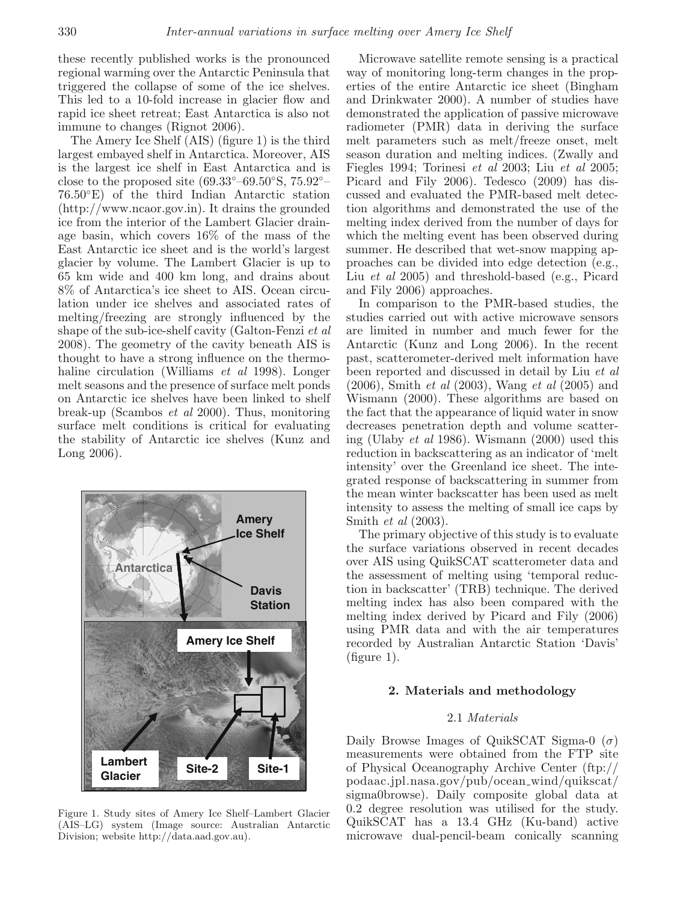these recently published works is the pronounced regional warming over the Antarctic Peninsula that triggered the collapse of some of the ice shelves. This led to a 10-fold increase in glacier flow and rapid ice sheet retreat; East Antarctica is also not immune to changes (Rignot 2006).

The Amery Ice Shelf (AIS) (figure 1) is the third largest embayed shelf in Antarctica. Moreover, AIS is the largest ice shelf in East Antarctica and is close to the proposed site (69.33°–69.50°S, 75.92°–76.50°E) of the third Indian Antarctic station (http://www.ncaor.gov.in). It drains the grounded ice from the interior of the Lambert Glacier drainage basin, which covers 16% of the mass of the East Antarctic ice sheet and is the world's largest glacier by volume. The Lambert Glacier is up to 65 km wide and 400 km long, and drains about 8% of Antarctica's ice sheet to AIS. Ocean circulation under ice shelves and associated rates of melting/freezing are strongly influenced by the shape of the sub-ice-shelf cavity (Galton-Fenzi *et al* 2008). The geometry of the cavity beneath AIS is thought to have a strong influence on the thermohaline circulation (Williams *et al* 1998). Longer melt seasons and the presence of surface melt ponds on Antarctic ice shelves have been linked to shelf break-up (Scambos *et al* 2000). Thus, monitoring surface melt conditions is critical for evaluating the stability of Antarctic ice shelves (Kunz and Long 2006).

Figure 1. Study sites of Amery Ice Shelf–Lambert Glacier (AIS–LG) system (Image source: Australian Antarctic Division; website http://data.aad.gov.au).

Microwave satellite remote sensing is a practical way of monitoring long-term changes in the properties of the entire Antarctic ice sheet (Bingham and Drinkwater 2000). A number of studies have demonstrated the application of passive microwave radiometer (PMR) data in deriving the surface melt parameters such as melt/freeze onset, melt season duration and melting indices. (Zwally and Fiegles 1994; Torinesi *et al* 2003; Liu *et al* 2005; Picard and Fily 2006). Tedesco (2009) has discussed and evaluated the PMR-based melt detection algorithms and demonstrated the use of the melting index derived from the number of days for which the melting event has been observed during summer. He described that wet-snow mapping approaches can be divided into edge detection (e.g., Liu *et al* 2005) and threshold-based (e.g., Picard and Fily 2006) approaches.

In comparison to the PMR-based studies, the studies carried out with active microwave sensors are limited in number and much fewer for the Antarctic (Kunz and Long 2006). In the recent past, scatterometer-derived melt information have been reported and discussed in detail by Liu *et al* (2006), Smith *et al* (2003), Wang *et al* (2005) and Wismann (2000). These algorithms are based on the fact that the appearance of liquid water in snow decreases penetration depth and volume scattering (Ulaby *et al* 1986). Wismann (2000) used this reduction in backscattering as an indicator of 'melt intensity' over the Greenland ice sheet. The integrated response of backscattering in summer from the mean winter backscatter has been used as melt intensity to assess the melting of small ice caps by Smith *et al* (2003).

The primary objective of this study is to evaluate the surface variations observed in recent decades over AIS using QuikSCAT scatterometer data and the assessment of melting using 'temporal reduction in backscatter' (TRB) technique. The derived melting index has also been compared with the melting index derived by Picard and Fily (2006) using PMR data and with the air temperatures recorded by Australian Antarctic Station 'Davis' (figure 1).

## 2. Materials and methodology

### 2.1 *Materials*

Daily Browse Images of QuikSCAT Sigma-0 ($\sigma$) measurements were obtained from the FTP site of Physical Oceanography Archive Center (ftp://podaac.jpl.nasa.gov/pub/ocean_wind/quikscat/sigma0browse). Daily composite global data at 0.2 degree resolution was utilised for the study. QuikSCAT has a 13.4 GHz (Ku-band) active microwave dual-pencil-beam conically scanning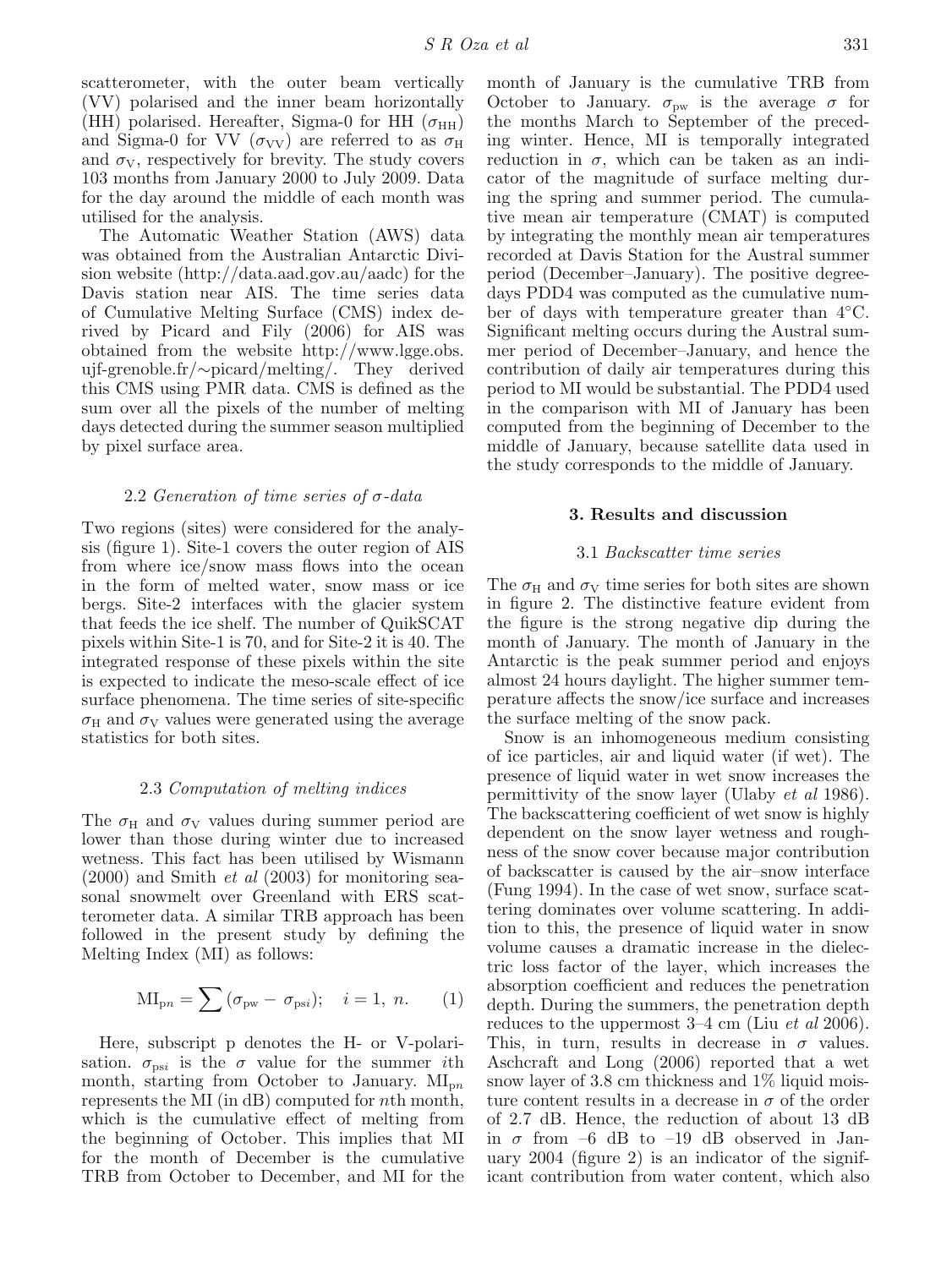scatterometer, with the outer beam vertically (VV) polarised and the inner beam horizontally (HH) polarised. Hereafter, Sigma-0 for HH ($\sigma_{HH}$) and Sigma-0 for VV ($\sigma_{VV}$) are referred to as $\sigma_H$ and $\sigma_V$, respectively for brevity. The study covers 103 months from January 2000 to July 2009. Data for the day around the middle of each month was utilised for the analysis.

The Automatic Weather Station (AWS) data was obtained from the Australian Antarctic Division website (http://data.aad.gov.au/aadc) for the Davis station near AIS. The time series data of Cumulative Melting Surface (CMS) index derived by Picard and Fily (2006) for AIS was obtained from the website http://www.lgge.obs.ujf-grenoble.fr/∼picard/melting/. They derived this CMS using PMR data. CMS is defined as the sum over all the pixels of the number of melting days detected during the summer season multiplied by pixel surface area.

### 2.2 *Generation of time series of σ-data*

Two regions (sites) were considered for the analysis (figure 1). Site-1 covers the outer region of AIS from where ice/snow mass flows into the ocean in the form of melted water, snow mass or ice bergs. Site-2 interfaces with the glacier system that feeds the ice shelf. The number of QuikSCAT pixels within Site-1 is 70, and for Site-2 it is 40. The integrated response of these pixels within the site is expected to indicate the meso-scale effect of ice surface phenomena. The time series of site-specific $\sigma_H$ and $\sigma_V$ values were generated using the average statistics for both sites.

### 2.3 *Computation of melting indices*

The $\sigma_H$ and $\sigma_V$ values during summer period are lower than those during winter due to increased wetness. This fact has been utilised by Wismann (2000) and Smith *et al* (2003) for monitoring seasonal snowmelt over Greenland with ERS scatterometer data. A similar TRB approach has been followed in the present study by defining the Melting Index (MI) as follows:

$$\mathrm{MI}_{pn} = \sum (\sigma_{pw} - \sigma_{psi}); \quad i = 1,\ n. \qquad (1)$$

Here, subscript p denotes the H- or V-polarisation. $\sigma_{psi}$ is the $\sigma$ value for the summer $i$th month, starting from October to January. $\mathrm{MI}_{pn}$ represents the MI (in dB) computed for $n$th month, which is the cumulative effect of melting from the beginning of October. This implies that MI for the month of December is the cumulative TRB from October to December, and MI for the month of January is the cumulative TRB from October to January. $\sigma_{pw}$ is the average $\sigma$ for the months March to September of the preceding winter. Hence, MI is temporally integrated reduction in $\sigma$, which can be taken as an indicator of the magnitude of surface melting during the spring and summer period. The cumulative mean air temperature (CMAT) is computed by integrating the monthly mean air temperatures recorded at Davis Station for the Austral summer period (December–January). The positive degree-days PDD4 was computed as the cumulative number of days with temperature greater than 4°C. Significant melting occurs during the Austral summer period of December–January, and hence the contribution of daily air temperatures during this period to MI would be substantial. The PDD4 used in the comparison with MI of January has been computed from the beginning of December to the middle of January, because satellite data used in the study corresponds to the middle of January.

## 3. Results and discussion

### 3.1 *Backscatter time series*

The $\sigma_H$ and $\sigma_V$ time series for both sites are shown in figure 2. The distinctive feature evident from the figure is the strong negative dip during the month of January. The month of January in the Antarctic is the peak summer period and enjoys almost 24 hours daylight. The higher summer temperature affects the snow/ice surface and increases the surface melting of the snow pack.

Snow is an inhomogeneous medium consisting of ice particles, air and liquid water (if wet). The presence of liquid water in wet snow increases the permittivity of the snow layer (Ulaby *et al* 1986). The backscattering coefficient of wet snow is highly dependent on the snow layer wetness and roughness of the snow cover because major contribution of backscatter is caused by the air–snow interface (Fung 1994). In the case of wet snow, surface scattering dominates over volume scattering. In addition to this, the presence of liquid water in snow volume causes a dramatic increase in the dielectric loss factor of the layer, which increases the absorption coefficient and reduces the penetration depth. During the summers, the penetration depth reduces to the uppermost 3–4 cm (Liu *et al* 2006). This, in turn, results in decrease in $\sigma$ values. Aschcraft and Long (2006) reported that a wet snow layer of 3.8 cm thickness and 1% liquid moisture content results in a decrease in $\sigma$ of the order of 2.7 dB. Hence, the reduction of about 13 dB in $\sigma$ from –6 dB to –19 dB observed in January 2004 (figure 2) is an indicator of the significant contribution from water content, which also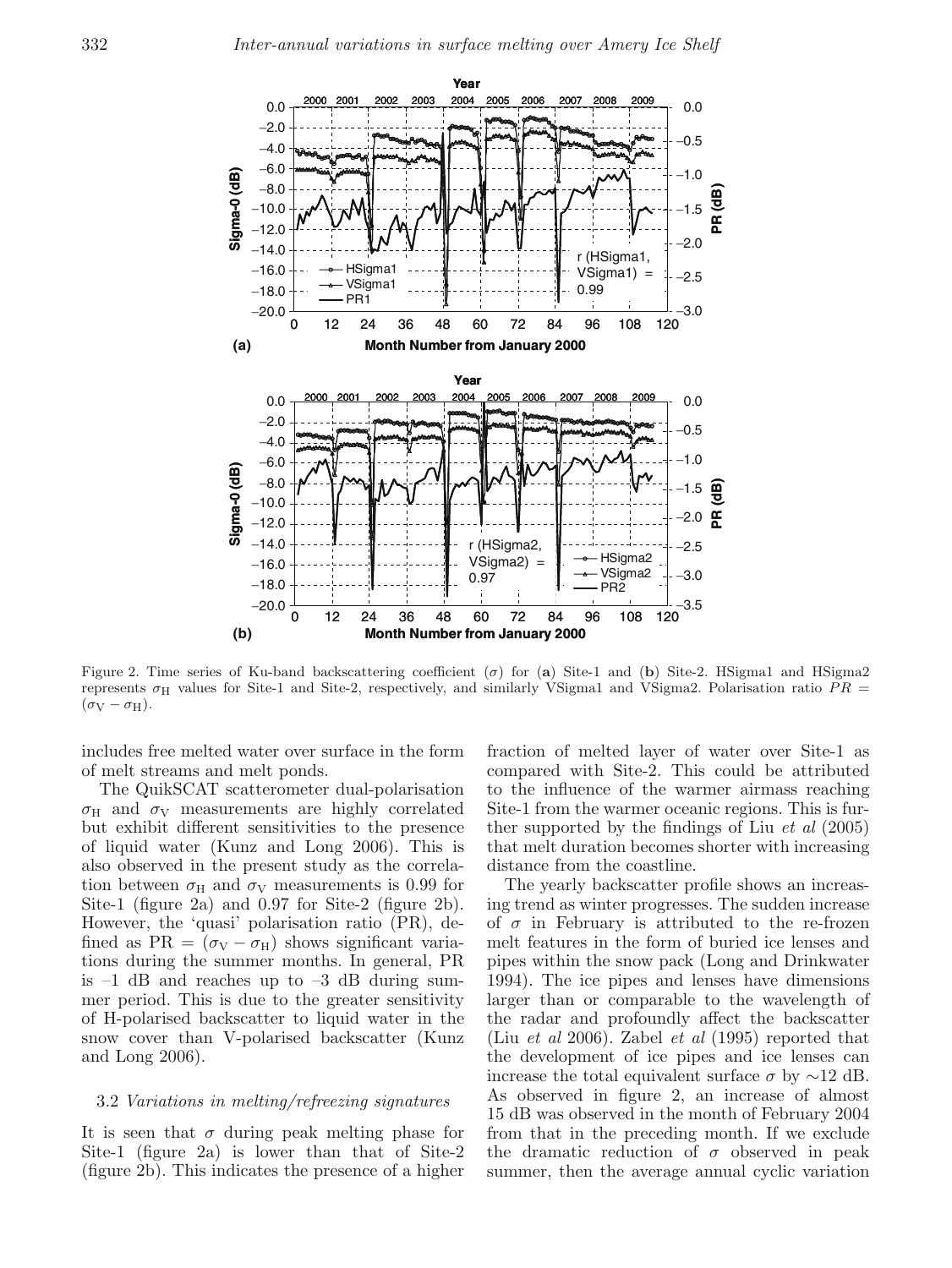Figure 2. Time series of Ku-band backscattering coefficient ($\sigma$) for (**a**) Site-1 and (**b**) Site-2. HSigma1 and HSigma2 represents $\sigma_H$ values for Site-1 and Site-2, respectively, and similarly VSigma1 and VSigma2. Polarisation ratio $PR = (\sigma_V - \sigma_H)$.

includes free melted water over surface in the form of melt streams and melt ponds.

The QuikSCAT scatterometer dual-polarisation $\sigma_H$ and $\sigma_V$ measurements are highly correlated but exhibit different sensitivities to the presence of liquid water (Kunz and Long 2006). This is also observed in the present study as the correlation between $\sigma_H$ and $\sigma_V$ measurements is 0.99 for Site-1 (figure 2a) and 0.97 for Site-2 (figure 2b). However, the 'quasi' polarisation ratio (PR), defined as $\text{PR} = (\sigma_V - \sigma_H)$ shows significant variations during the summer months. In general, PR is –1 dB and reaches up to –3 dB during summer period. This is due to the greater sensitivity of H-polarised backscatter to liquid water in the snow cover than V-polarised backscatter (Kunz and Long 2006).

### 3.2 *Variations in melting/refreezing signatures*

It is seen that $\sigma$ during peak melting phase for Site-1 (figure 2a) is lower than that of Site-2 (figure 2b). This indicates the presence of a higher fraction of melted layer of water over Site-1 as compared with Site-2. This could be attributed to the influence of the warmer airmass reaching Site-1 from the warmer oceanic regions. This is further supported by the findings of Liu *et al* (2005) that melt duration becomes shorter with increasing distance from the coastline.

The yearly backscatter profile shows an increasing trend as winter progresses. The sudden increase of $\sigma$ in February is attributed to the re-frozen melt features in the form of buried ice lenses and pipes within the snow pack (Long and Drinkwater 1994). The ice pipes and lenses have dimensions larger than or comparable to the wavelength of the radar and profoundly affect the backscatter (Liu *et al* 2006). Zabel *et al* (1995) reported that the development of ice pipes and ice lenses can increase the total equivalent surface $\sigma$ by ~12 dB. As observed in figure 2, an increase of almost 15 dB was observed in the month of February 2004 from that in the preceding month. If we exclude the dramatic reduction of $\sigma$ observed in peak summer, then the average annual cyclic variation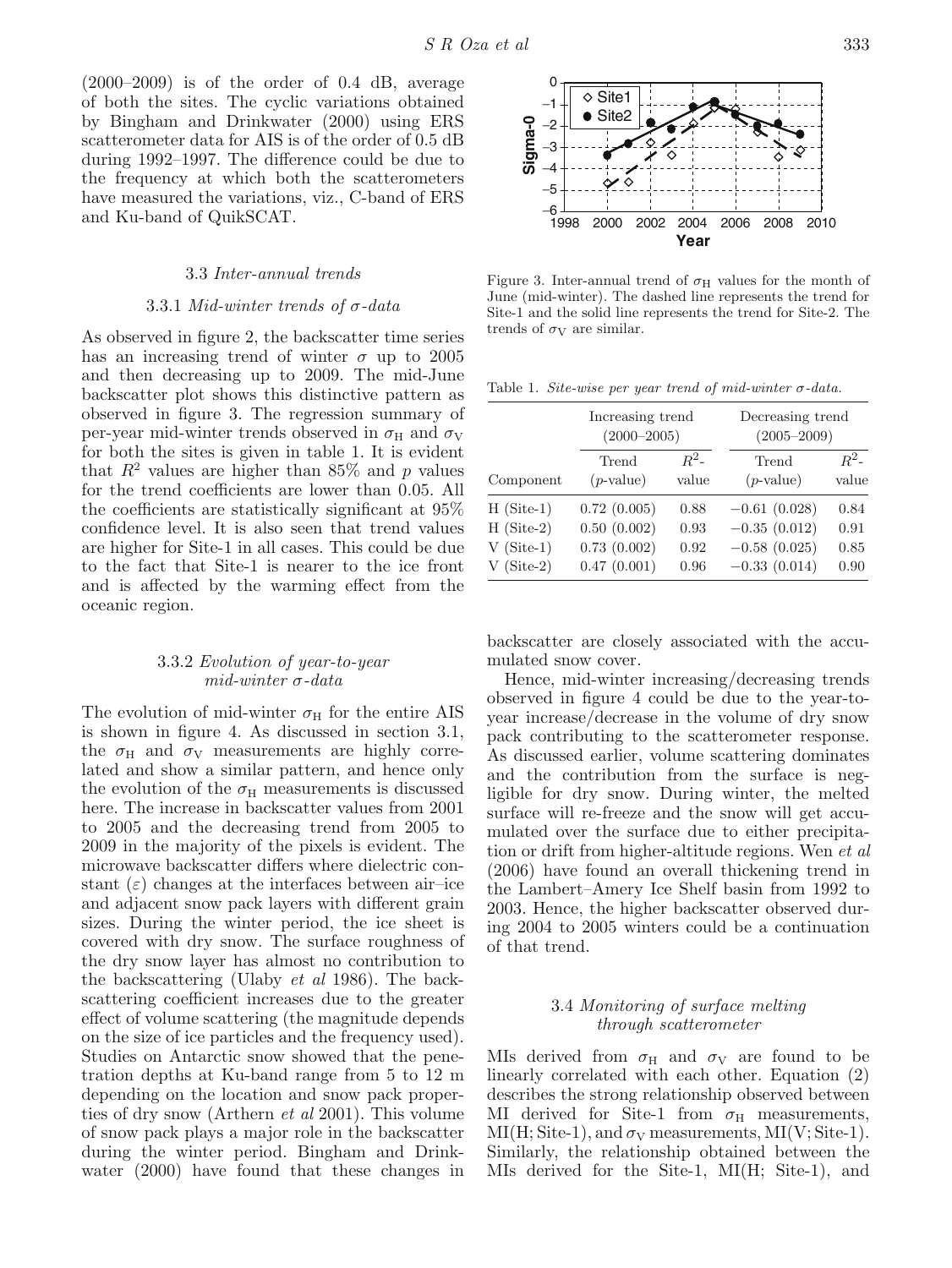(2000–2009) is of the order of 0.4 dB, average of both the sites. The cyclic variations obtained by Bingham and Drinkwater (2000) using ERS scatterometer data for AIS is of the order of 0.5 dB during 1992–1997. The difference could be due to the frequency at which both the scatterometers have measured the variations, viz., C-band of ERS and Ku-band of QuikSCAT.

### 3.3 *Inter-annual trends*

#### 3.3.1 *Mid-winter trends of σ-data*

As observed in figure 2, the backscatter time series has an increasing trend of winter $\sigma$ up to 2005 and then decreasing up to 2009. The mid-June backscatter plot shows this distinctive pattern as observed in figure 3. The regression summary of per-year mid-winter trends observed in $\sigma_H$ and $\sigma_V$ for both the sites is given in table 1. It is evident that $R^2$ values are higher than 85% and $p$ values for the trend coefficients are lower than 0.05. All the coefficients are statistically significant at 95% confidence level. It is also seen that trend values are higher for Site-1 in all cases. This could be due to the fact that Site-1 is nearer to the ice front and is affected by the warming effect from the oceanic region.

Figure 3. Inter-annual trend of $\sigma_H$ values for the month of June (mid-winter). The dashed line represents the trend for Site-1 and the solid line represents the trend for Site-2. The trends of $\sigma_V$ are similar.

Table 1. *Site-wise per year trend of mid-winter σ-data.*

| | Increasing trend (2000–2005) | | Decreasing trend (2005–2009) | |
|---|---|---|---|---|
| Component | Trend ($p$-value) | $R^2$-value | Trend ($p$-value) | $R^2$-value |
| H (Site-1) | 0.72 (0.005) | 0.88 | −0.61 (0.028) | 0.84 |
| H (Site-2) | 0.50 (0.002) | 0.93 | −0.35 (0.012) | 0.91 |
| V (Site-1) | 0.73 (0.002) | 0.92 | −0.58 (0.025) | 0.85 |
| V (Site-2) | 0.47 (0.001) | 0.96 | −0.33 (0.014) | 0.90 |

#### 3.3.2 *Evolution of year-to-year mid-winter σ-data*

The evolution of mid-winter $\sigma_H$ for the entire AIS is shown in figure 4. As discussed in section 3.1, the $\sigma_H$ and $\sigma_V$ measurements are highly correlated and show a similar pattern, and hence only the evolution of the $\sigma_H$ measurements is discussed here. The increase in backscatter values from 2001 to 2005 and the decreasing trend from 2005 to 2009 in the majority of the pixels is evident. The microwave backscatter differs where dielectric constant ($\varepsilon$) changes at the interfaces between air–ice and adjacent snow pack layers with different grain sizes. During the winter period, the ice sheet is covered with dry snow. The surface roughness of the dry snow layer has almost no contribution to the backscattering (Ulaby *et al* 1986). The backscattering coefficient increases due to the greater effect of volume scattering (the magnitude depends on the size of ice particles and the frequency used). Studies on Antarctic snow showed that the penetration depths at Ku-band range from 5 to 12 m depending on the location and snow pack properties of dry snow (Arthern *et al* 2001). This volume of snow pack plays a major role in the backscatter during the winter period. Bingham and Drinkwater (2000) have found that these changes in backscatter are closely associated with the accumulated snow cover.

Hence, mid-winter increasing/decreasing trends observed in figure 4 could be due to the year-to-year increase/decrease in the volume of dry snow pack contributing to the scatterometer response. As discussed earlier, volume scattering dominates and the contribution from the surface is negligible for dry snow. During winter, the melted surface will re-freeze and the snow will get accumulated over the surface due to either precipitation or drift from higher-altitude regions. Wen *et al* (2006) have found an overall thickening trend in the Lambert–Amery Ice Shelf basin from 1992 to 2003. Hence, the higher backscatter observed during 2004 to 2005 winters could be a continuation of that trend.

### 3.4 *Monitoring of surface melting through scatterometer*

MIs derived from $\sigma_H$ and $\sigma_V$ are found to be linearly correlated with each other. Equation (2) describes the strong relationship observed between MI derived for Site-1 from $\sigma_H$ measurements, MI(H; Site-1), and $\sigma_V$ measurements, MI(V; Site-1). Similarly, the relationship obtained between the MIs derived for the Site-1, MI(H; Site-1), and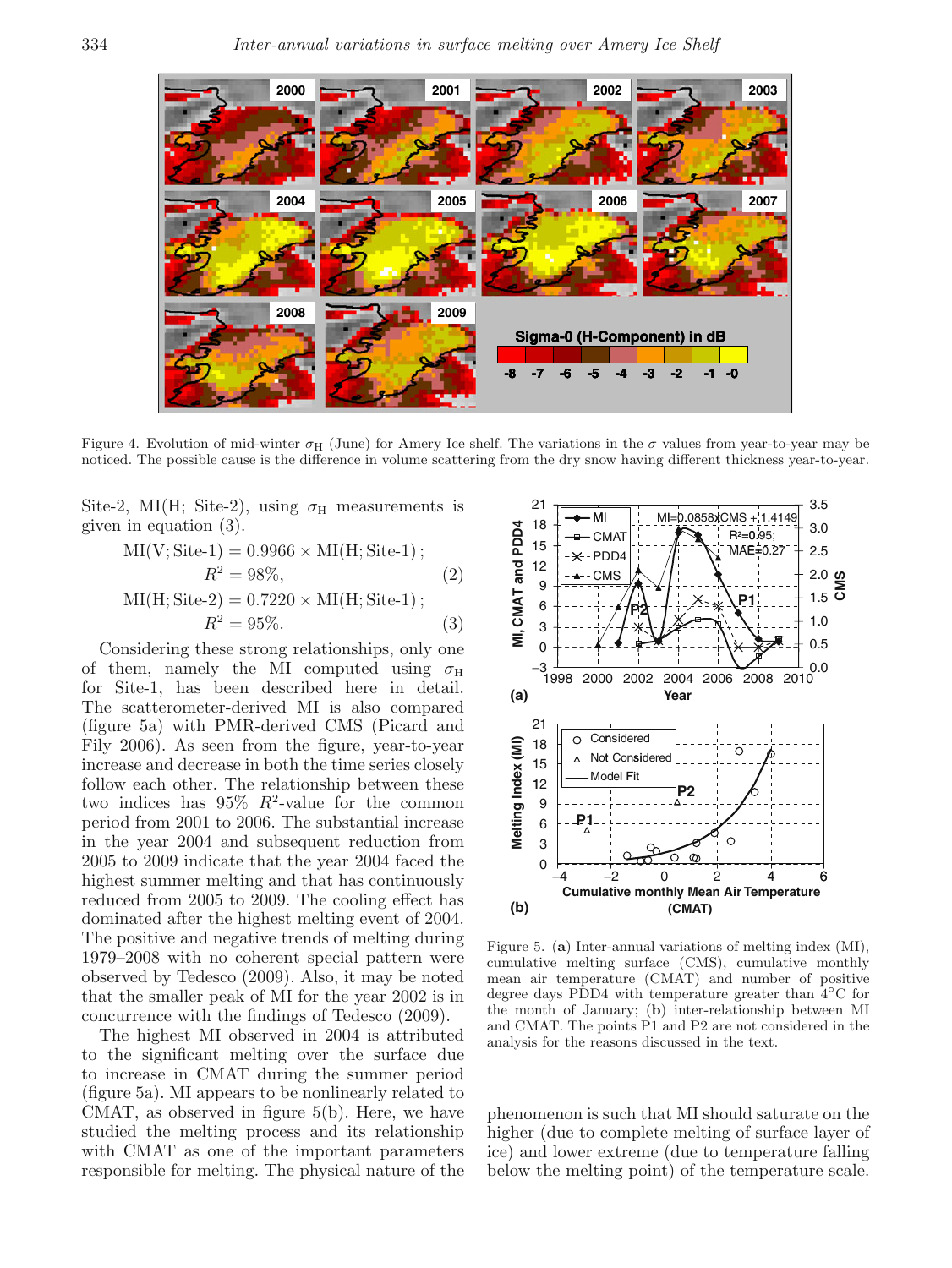Figure 4. Evolution of mid-winter $\sigma_H$ (June) for Amery Ice shelf. The variations in the $\sigma$ values from year-to-year may be noticed. The possible cause is the difference in volume scattering from the dry snow having different thickness year-to-year.

Site-2, MI(H; Site-2), using $\sigma_H$ measurements is given in equation (3).

$$\text{MI(V; Site-1)} = 0.9966 \times \text{MI(H; Site-1)}; \quad R^2 = 98\%, \tag{2}$$

$$\text{MI(H; Site-2)} = 0.7220 \times \text{MI(H; Site-1)}; \quad R^2 = 95\%. \tag{3}$$

Considering these strong relationships, only one of them, namely the MI computed using $\sigma_H$ for Site-1, has been described here in detail. The scatterometer-derived MI is also compared (figure 5a) with PMR-derived CMS (Picard and Fily 2006). As seen from the figure, year-to-year increase and decrease in both the time series closely follow each other. The relationship between these two indices has 95% $R^2$-value for the common period from 2001 to 2006. The substantial increase in the year 2004 and subsequent reduction from 2005 to 2009 indicate that the year 2004 faced the highest summer melting and that has continuously reduced from 2005 to 2009. The cooling effect has dominated after the highest melting event of 2004. The positive and negative trends of melting during 1979–2008 with no coherent special pattern were observed by Tedesco (2009). Also, it may be noted that the smaller peak of MI for the year 2002 is in concurrence with the findings of Tedesco (2009).

The highest MI observed in 2004 is attributed to the significant melting over the surface due to increase in CMAT during the summer period (figure 5a). MI appears to be nonlinearly related to CMAT, as observed in figure 5(b). Here, we have studied the melting process and its relationship with CMAT as one of the important parameters responsible for melting. The physical nature of the phenomenon is such that MI should saturate on the higher (due to complete melting of surface layer of ice) and lower extreme (due to temperature falling below the melting point) of the temperature scale.

Figure 5. (**a**) Inter-annual variations of melting index (MI), cumulative melting surface (CMS), cumulative monthly mean air temperature (CMAT) and number of positive degree days PDD4 with temperature greater than 4°C for the month of January; (**b**) inter-relationship between MI and CMAT. The points P1 and P2 are not considered in the analysis for the reasons discussed in the text.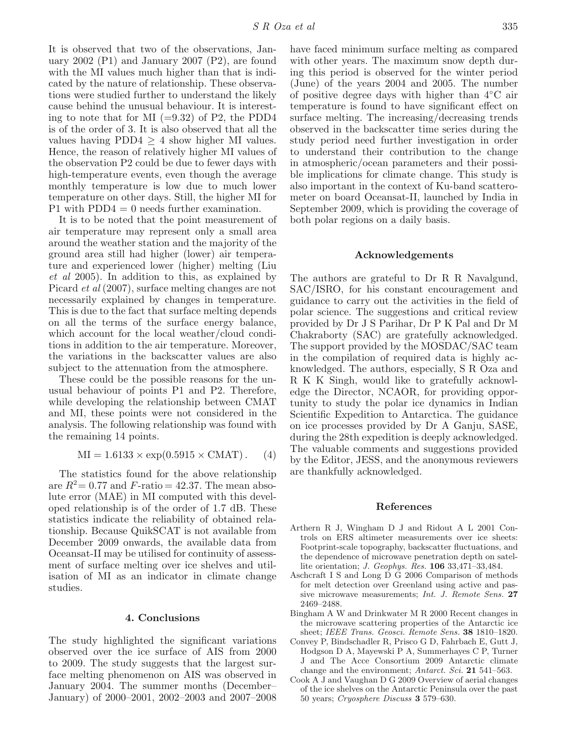It is observed that two of the observations, January 2002 (P1) and January 2007 (P2), are found with the MI values much higher than that is indicated by the nature of relationship. These observations were studied further to understand the likely cause behind the unusual behaviour. It is interesting to note that for MI (=9.32) of P2, the PDD4 is of the order of 3. It is also observed that all the values having PDD4 $\geq$ 4 show higher MI values. Hence, the reason of relatively higher MI values of the observation P2 could be due to fewer days with high-temperature events, even though the average monthly temperature is low due to much lower temperature on other days. Still, the higher MI for P1 with PDD4 = 0 needs further examination.

It is to be noted that the point measurement of air temperature may represent only a small area around the weather station and the majority of the ground area still had higher (lower) air temperature and experienced lower (higher) melting (Liu *et al* 2005). In addition to this, as explained by Picard *et al* (2007), surface melting changes are not necessarily explained by changes in temperature. This is due to the fact that surface melting depends on all the terms of the surface energy balance, which account for the local weather/cloud conditions in addition to the air temperature. Moreover, the variations in the backscatter values are also subject to the attenuation from the atmosphere.

These could be the possible reasons for the unusual behaviour of points P1 and P2. Therefore, while developing the relationship between CMAT and MI, these points were not considered in the analysis. The following relationship was found with the remaining 14 points.

$$\text{MI} = 1.6133 \times \exp(0.5915 \times \text{CMAT}). \quad (4)$$

The statistics found for the above relationship are $R^2 = 0.77$ and $F$-ratio = 42.37. The mean absolute error (MAE) in MI computed with this developed relationship is of the order of 1.7 dB. These statistics indicate the reliability of obtained relationship. Because QuikSCAT is not available from December 2009 onwards, the available data from Oceansat-II may be utilised for continuity of assessment of surface melting over ice shelves and utilisation of MI as an indicator in climate change studies.

## 4. Conclusions

The study highlighted the significant variations observed over the ice surface of AIS from 2000 to 2009. The study suggests that the largest surface melting phenomenon on AIS was observed in January 2004. The summer months (December–January) of 2000–2001, 2002–2003 and 2007–2008 have faced minimum surface melting as compared with other years. The maximum snow depth during this period is observed for the winter period (June) of the years 2004 and 2005. The number of positive degree days with higher than 4°C air temperature is found to have significant effect on surface melting. The increasing/decreasing trends observed in the backscatter time series during the study period need further investigation in order to understand their contribution to the change in atmospheric/ocean parameters and their possible implications for climate change. This study is also important in the context of Ku-band scatterometer on board Oceansat-II, launched by India in September 2009, which is providing the coverage of both polar regions on a daily basis.

## Acknowledgements

The authors are grateful to Dr R R Navalgund, SAC/ISRO, for his constant encouragement and guidance to carry out the activities in the field of polar science. The suggestions and critical review provided by Dr J S Parihar, Dr P K Pal and Dr M Chakraborty (SAC) are gratefully acknowledged. The support provided by the MOSDAC/SAC team in the compilation of required data is highly acknowledged. The authors, especially, S R Oza and R K K Singh, would like to gratefully acknowledge the Director, NCAOR, for providing opportunity to study the polar ice dynamics in Indian Scientific Expedition to Antarctica. The guidance on ice processes provided by Dr A Ganju, SASE, during the 28th expedition is deeply acknowledged. The valuable comments and suggestions provided by the Editor, JESS, and the anonymous reviewers are thankfully acknowledged.

## References

Arthern R J, Wingham D J and Ridout A L 2001 Controls on ERS altimeter measurements over ice sheets: Footprint-scale topography, backscatter fluctuations, and the dependence of microwave penetration depth on satellite orientation; *J. Geophys. Res.* **106** 33,471–33,484.

Aschcraft I S and Long D G 2006 Comparison of methods for melt detection over Greenland using active and passive microwave measurements; *Int. J. Remote Sens.* **27** 2469–2488.

Bingham A W and Drinkwater M R 2000 Recent changes in the microwave scattering properties of the Antarctic ice sheet; *IEEE Trans. Geosci. Remote Sens.* **38** 1810–1820.

Convey P, Bindschadler R, Prisco G D, Fahrbach E, Gutt J, Hodgson D A, Mayewski P A, Summerhayes C P, Turner J and The Acce Consortium 2009 Antarctic climate change and the environment; *Antarct. Sci.* **21** 541–563.

Cook A J and Vaughan D G 2009 Overview of aerial changes of the ice shelves on the Antarctic Peninsula over the past 50 years; *Cryosphere Discuss* **3** 579–630.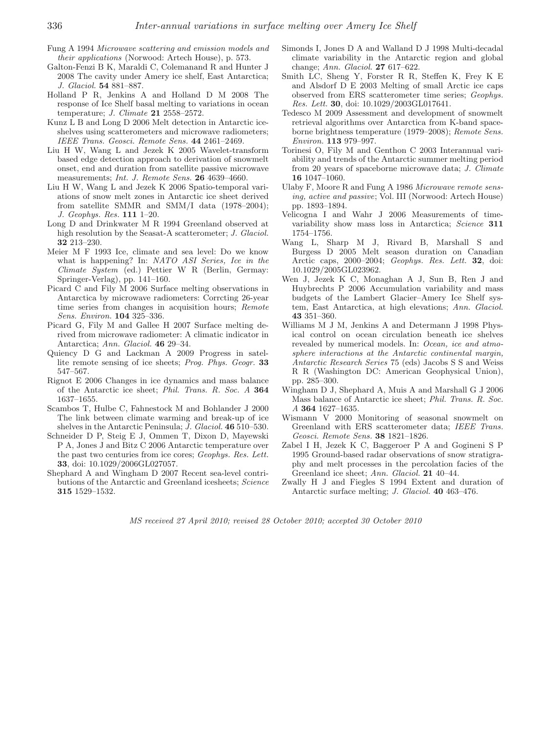Fung A 1994 *Microwave scattering and emission models and their applications* (Norwood: Artech House), p. 573.

Galton-Fenzi B K, Maraldi C, Colemanand R and Hunter J 2008 The cavity under Amery ice shelf, East Antarctica; *J. Glaciol.* **54** 881–887.

Holland P R, Jenkins A and Holland D M 2008 The response of Ice Shelf basal melting to variations in ocean temperature; *J. Climate* **21** 2558–2572.

Kunz L B and Long D 2006 Melt detection in Antarctic ice-shelves using scatterometers and microwave radiometers; *IEEE Trans. Geosci. Remote Sens.* **44** 2461–2469.

Liu H W, Wang L and Jezek K 2005 Wavelet-transform based edge detection approach to derivation of snowmelt onset, end and duration from satellite passive microwave measurements; *Int. J. Remote Sens.* **26** 4639–4660.

Liu H W, Wang L and Jezek K 2006 Spatio-temporal variations of snow melt zones in Antarctic ice sheet derived from satellite SMMR and SMM/I data (1978–2004); *J. Geophys. Res.* **111** 1–20.

Long D and Drinkwater M R 1994 Greenland observed at high resolution by the Seasat-A scatterometer; *J. Glaciol.* **32** 213–230.

Meier M F 1993 Ice, climate and sea level: Do we know what is happening? In: *NATO ASI Series, Ice in the Climate System* (ed.) Pettier W R (Berlin, Germay: Springer-Verlag), pp. 141–160.

Picard C and Fily M 2006 Surface melting observations in Antarctica by microwave radiometers: Corrcting 26-year time series from changes in acquisition hours; *Remote Sens. Environ.* **104** 325–336.

Picard G, Fily M and Gallee H 2007 Surface melting derived from microwave radiometer: A climatic indicator in Antarctica; *Ann. Glaciol.* **46** 29–34.

Quiency D G and Lackman A 2009 Progress in satellite remote sensing of ice sheets; *Prog. Phys. Geogr.* **33** 547–567.

Rignot E 2006 Changes in ice dynamics and mass balance of the Antarctic ice sheet; *Phil. Trans. R. Soc. A* **364** 1637–1655.

Scambos T, Hulbe C, Fahnestock M and Bohlander J 2000 The link between climate warming and break-up of ice shelves in the Antarctic Peninsula; *J. Glaciol.* **46** 510–530.

Schneider D P, Steig E J, Ommen T, Dixon D, Mayewski P A, Jones J and Bitz C 2006 Antarctic temperature over the past two centuries from ice cores; *Geophys. Res. Lett.* **33**, doi: 10.1029/2006GL027057.

Shephard A and Wingham D 2007 Recent sea-level contributions of the Antarctic and Greenland icesheets; *Science* **315** 1529–1532.

Simonds I, Jones D A and Walland D J 1998 Multi-decadal climate variability in the Antarctic region and global change; *Ann. Glaciol.* **27** 617–622.

Smith LC, Sheng Y, Forster R R, Steffen K, Frey K E and Alsdorf D E 2003 Melting of small Arctic ice caps observed from ERS scatterometer time series; *Geophys. Res. Lett.* **30**, doi: 10.1029/2003GL017641.

Tedesco M 2009 Assessment and development of snowmelt retrieval algorithms over Antarctica from K-band spaceborne brightness temperature (1979–2008); *Remote Sens. Environ.* **113** 979–997.

Torinesi O, Fily M and Genthon C 2003 Interannual variability and trends of the Antarctic summer melting period from 20 years of spaceborne microwave data; *J. Climate* **16** 1047–1060.

Ulaby F, Moore R and Fung A 1986 *Microwave remote sensing, active and passive*; Vol. III (Norwood: Artech House) pp. 1893–1894.

Velicogna I and Wahr J 2006 Measurements of time-variability show mass loss in Antarctica; *Science* **311** 1754–1756.

Wang L, Sharp M J, Rivard B, Marshall S and Burgess D 2005 Melt season duration on Canadian Arctic caps, 2000–2004; *Geophys. Res. Lett.* **32**, doi: 10.1029/2005GL023962.

Wen J, Jezek K C, Monaghan A J, Sun B, Ren J and Huybrechts P 2006 Accumulation variability and mass budgets of the Lambert Glacier–Amery Ice Shelf system, East Antarctica, at high elevations; *Ann. Glaciol.* **43** 351–360.

Williams M J M, Jenkins A and Determann J 1998 Physical control on ocean circulation beneath ice shelves revealed by numerical models. In: *Ocean, ice and atmosphere interactions at the Antarctic continental margin, Antarctic Research Series* 75 (eds) Jacobs S S and Weiss R R (Washington DC: American Geophysical Union), pp. 285–300.

Wingham D J, Shephard A, Muis A and Marshall G J 2006 Mass balance of Antarctic ice sheet; *Phil. Trans. R. Soc. A* **364** 1627–1635.

Wismann V 2000 Monitoring of seasonal snowmelt on Greenland with ERS scatterometer data; *IEEE Trans. Geosci. Remote Sens.* **38** 1821–1826.

Zabel I H, Jezek K C, Baggeroer P A and Gogineni S P 1995 Ground-based radar observations of snow stratigraphy and melt processes in the percolation facies of the Greenland ice sheet; *Ann. Glaciol.* **21** 40–44.

Zwally H J and Fiegles S 1994 Extent and duration of Antarctic surface melting; *J. Glaciol.* **40** 463–476.

*MS received 27 April 2010; revised 28 October 2010; accepted 30 October 2010*